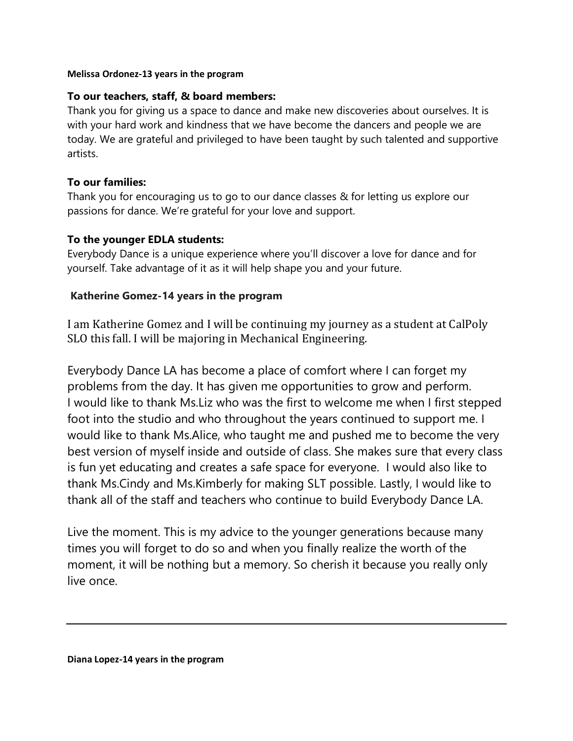**Melissa Ordonez-13 years in the program**

**To our teachers, staff, & board members:**

Thank you for giving us a space to dance and make new discoveries about ourselves. It is with your hard work and kindness that we have become the dancers and people we are today. We are grateful and privileged to have been taught by such talented and supportive artists.

**To our families:**

Thank you for encouraging us to go to our dance classes & for letting us explore our passions for dance. We're grateful for your love and support.

**To the younger EDLA students:**

Everybody Dance is a unique experience where you'll discover a love for dance and for yourself. Take advantage of it as it will help shape you and your future.

**Katherine Gomez-14 years in the program**

I am Katherine Gomez and I will be continuing my journey as a student at CalPoly SLO this fall. I will be majoring in Mechanical Engineering.

Everybody Dance LA has become a place of comfort where I can forget my problems from the day. It has given me opportunities to grow and perform. I would like to thank Ms.Liz who was the first to welcome me when I first stepped foot into the studio and who throughout the years continued to support me. I would like to thank Ms.Alice, who taught me and pushed me to become the very best version of myself inside and outside of class. She makes sure that every class is fun yet educating and creates a safe space for everyone. I would also like to thank Ms.Cindy and Ms.Kimberly for making SLT possible. Lastly, I would like to thank all of the staff and teachers who continue to build Everybody Dance LA.

Live the moment. This is my advice to the younger generations because many times you will forget to do so and when you finally realize the worth of the moment, it will be nothing but a memory. So cherish it because you really only live once.

---

**Diana Lopez-14 years in the program**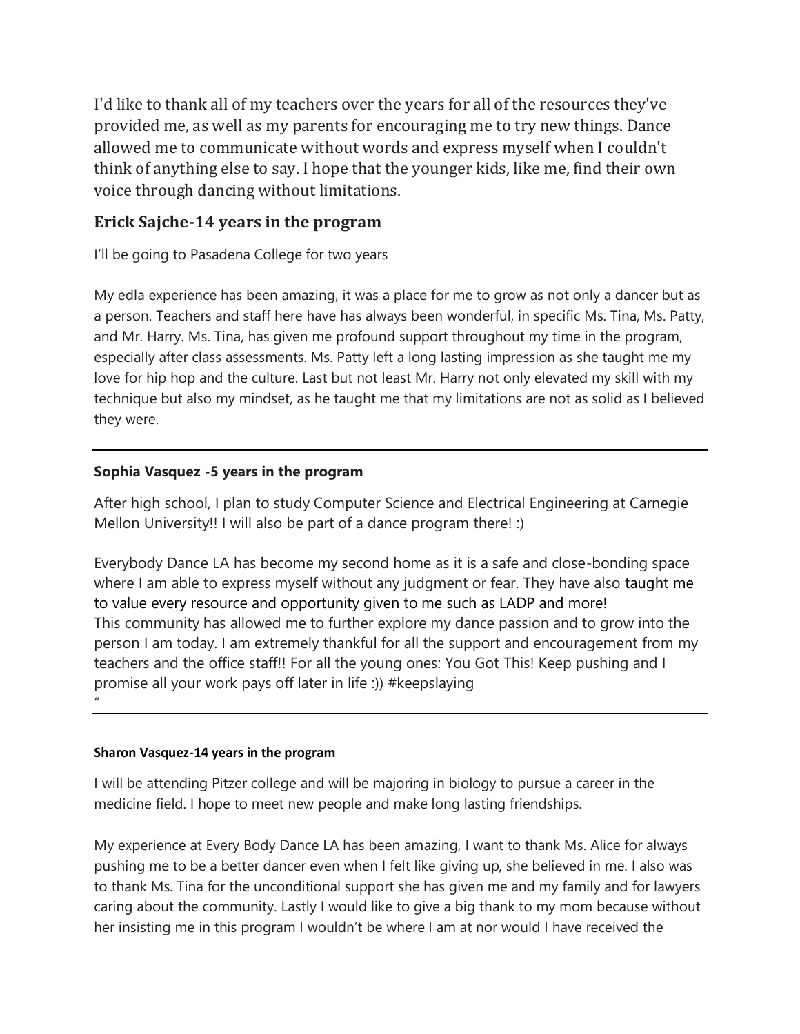I'd like to thank all of my teachers over the years for all of the resources they've provided me, as well as my parents for encouraging me to try new things. Dance allowed me to communicate without words and express myself when I couldn't think of anything else to say. I hope that the younger kids, like me, find their own voice through dancing without limitations.

## Erick Sajche-14 years in the program

I'll be going to Pasadena College for two years

My edla experience has been amazing, it was a place for me to grow as not only a dancer but as a person. Teachers and staff here have has always been wonderful, in specific Ms. Tina, Ms. Patty, and Mr. Harry. Ms. Tina, has given me profound support throughout my time in the program, especially after class assessments. Ms. Patty left a long lasting impression as she taught me my love for hip hop and the culture. Last but not least Mr. Harry not only elevated my skill with my technique but also my mindset, as he taught me that my limitations are not as solid as I believed they were.

---

**Sophia Vasquez -5 years in the program**

After high school, I plan to study Computer Science and Electrical Engineering at Carnegie Mellon University!! I will also be part of a dance program there! :)

Everybody Dance LA has become my second home as it is a safe and close-bonding space where I am able to express myself without any judgment or fear. They have also taught me to value every resource and opportunity given to me such as LADP and more!
This community has allowed me to further explore my dance passion and to grow into the person I am today. I am extremely thankful for all the support and encouragement from my teachers and the office staff!! For all the young ones: You Got This! Keep pushing and I promise all your work pays off later in life :)) #keepslaying
"

---

**Sharon Vasquez-14 years in the program**

I will be attending Pitzer college and will be majoring in biology to pursue a career in the medicine field. I hope to meet new people and make long lasting friendships.

My experience at Every Body Dance LA has been amazing, I want to thank Ms. Alice for always pushing me to be a better dancer even when I felt like giving up, she believed in me. I also was to thank Ms. Tina for the unconditional support she has given me and my family and for lawyers caring about the community. Lastly I would like to give a big thank to my mom because without her insisting me in this program I wouldn't be where I am at nor would I have received the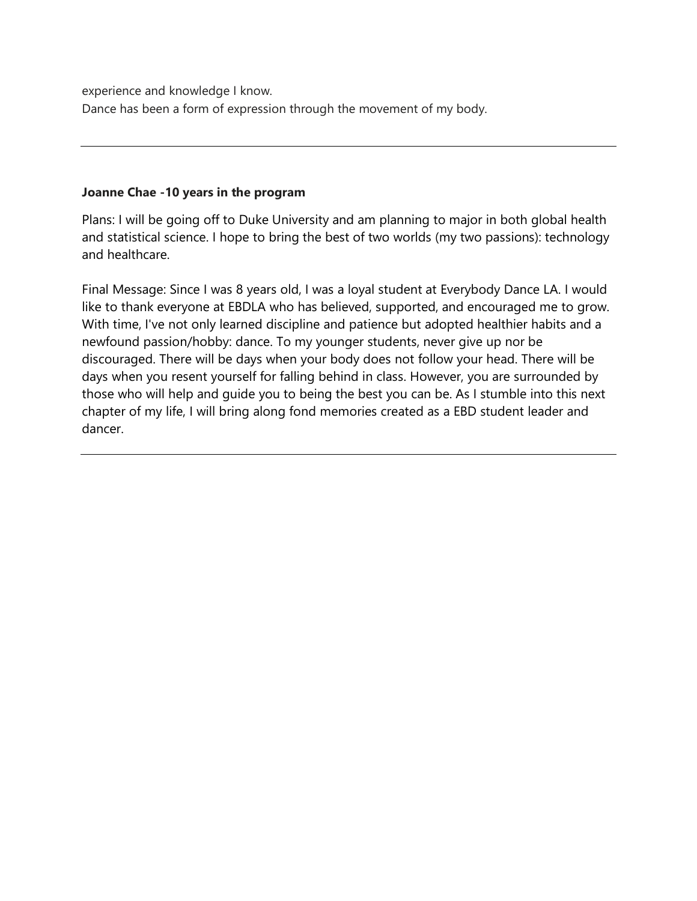experience and knowledge I know.
Dance has been a form of expression through the movement of my body.

---

**Joanne Chae -10 years in the program**

Plans: I will be going off to Duke University and am planning to major in both global health and statistical science. I hope to bring the best of two worlds (my two passions): technology and healthcare.

Final Message: Since I was 8 years old, I was a loyal student at Everybody Dance LA. I would like to thank everyone at EBDLA who has believed, supported, and encouraged me to grow. With time, I've not only learned discipline and patience but adopted healthier habits and a newfound passion/hobby: dance. To my younger students, never give up nor be discouraged. There will be days when your body does not follow your head. There will be days when you resent yourself for falling behind in class. However, you are surrounded by those who will help and guide you to being the best you can be. As I stumble into this next chapter of my life, I will bring along fond memories created as a EBD student leader and dancer.

---